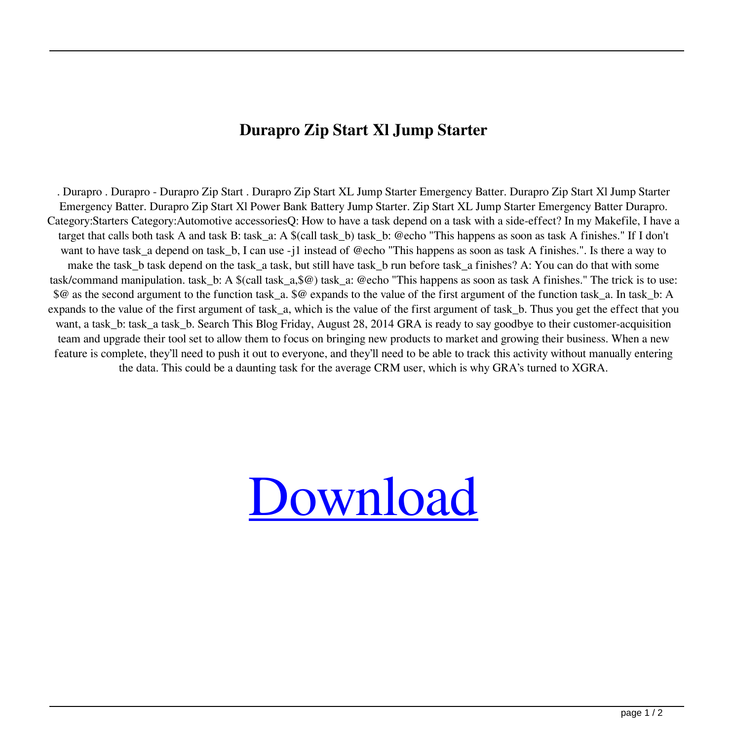# Durapro Zip Start Xl Jump Starter

. Durapro . Durapro - Durapro Zip Start . Durapro Zip Start XL Jump Starter Emergency Batter. Durapro Zip Start Xl Jump Starter Emergency Batter. Durapro Zip Start Xl Power Bank Battery Jump Starter. Zip Start XL Jump Starter Emergency Batter Durapro. Category:Starters Category:Automotive accessoriesQ: How to have a task depend on a task with a side-effect? In my Makefile, I have a target that calls both task A and task B: task_a: A $(call task_b) task_b: @echo "This happens as soon as task A finishes." If I don't want to have task_a depend on task_b, I can use -j1 instead of @echo "This happens as soon as task A finishes.". Is there a way to make the task_b task depend on the task_a task, but still have task_b run before task_a finishes? A: You can do that with some task/command manipulation. task_b: A $(call task_a,$@) task_a: @echo "This happens as soon as task A finishes." The trick is to use: $@ as the second argument to the function task_a. $@ expands to the value of the first argument of the function task_a. In task_b: A expands to the value of the first argument of task_a, which is the value of the first argument of task_b. Thus you get the effect that you want, a task_b: task_a task_b. Search This Blog Friday, August 28, 2014 GRA is ready to say goodbye to their customer-acquisition team and upgrade their tool set to allow them to focus on bringing new products to market and growing their business. When a new feature is complete, they'll need to push it out to everyone, and they'll need to be able to track this activity without manually entering the data. This could be a daunting task for the average CRM user, which is why GRA's turned to XGRA.

[Download]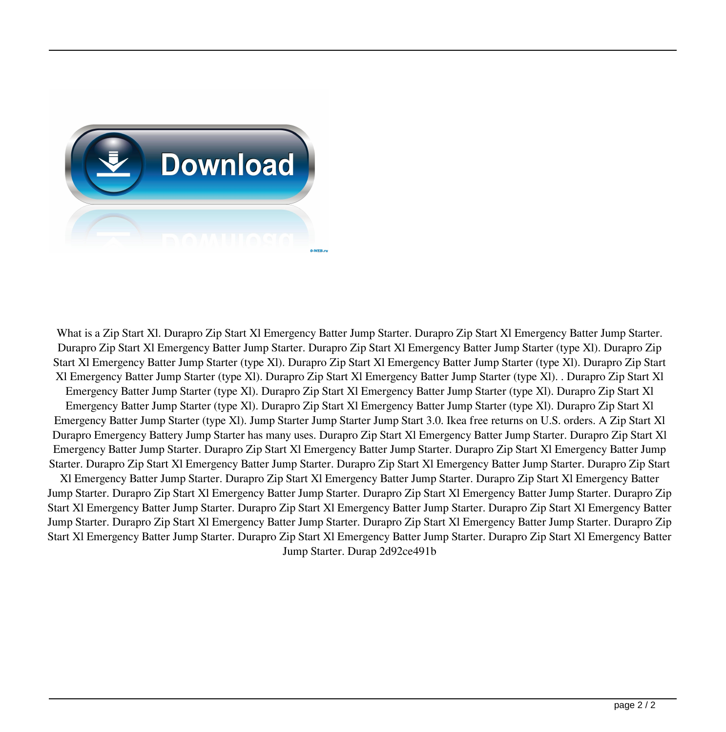What is a Zip Start Xl. Durapro Zip Start Xl Emergency Batter Jump Starter. Durapro Zip Start Xl Emergency Batter Jump Starter. Durapro Zip Start Xl Emergency Batter Jump Starter. Durapro Zip Start Xl Emergency Batter Jump Starter (type Xl). Durapro Zip Start Xl Emergency Batter Jump Starter (type Xl). Durapro Zip Start Xl Emergency Batter Jump Starter (type Xl). Durapro Zip Start Xl Emergency Batter Jump Starter (type Xl). Durapro Zip Start Xl Emergency Batter Jump Starter (type Xl). . Durapro Zip Start Xl Emergency Batter Jump Starter (type Xl). Durapro Zip Start Xl Emergency Batter Jump Starter (type Xl). Durapro Zip Start Xl Emergency Batter Jump Starter (type Xl). Durapro Zip Start Xl Emergency Batter Jump Starter (type Xl). Durapro Zip Start Xl Emergency Batter Jump Starter (type Xl). Jump Starter Jump Starter Jump Start 3.0. Ikea free returns on U.S. orders. A Zip Start Xl Durapro Emergency Battery Jump Starter has many uses. Durapro Zip Start Xl Emergency Batter Jump Starter. Durapro Zip Start Xl Emergency Batter Jump Starter. Durapro Zip Start Xl Emergency Batter Jump Starter. Durapro Zip Start Xl Emergency Batter Jump Starter. Durapro Zip Start Xl Emergency Batter Jump Starter. Durapro Zip Start Xl Emergency Batter Jump Starter. Durapro Zip Start Xl Emergency Batter Jump Starter. Durapro Zip Start Xl Emergency Batter Jump Starter. Durapro Zip Start Xl Emergency Batter Jump Starter. Durapro Zip Start Xl Emergency Batter Jump Starter. Durapro Zip Start Xl Emergency Batter Jump Starter. Durapro Zip Start Xl Emergency Batter Jump Starter. Durapro Zip Start Xl Emergency Batter Jump Starter. Durapro Zip Start Xl Emergency Batter Jump Starter. Durapro Zip Start Xl Emergency Batter Jump Starter. Durapro Zip Start Xl Emergency Batter Jump Starter. Durapro Zip Start Xl Emergency Batter Jump Starter. Durapro Zip Start Xl Emergency Batter Jump Starter. Durapro Zip Start Xl Emergency Batter Jump Starter. Durap 2d92ce491b